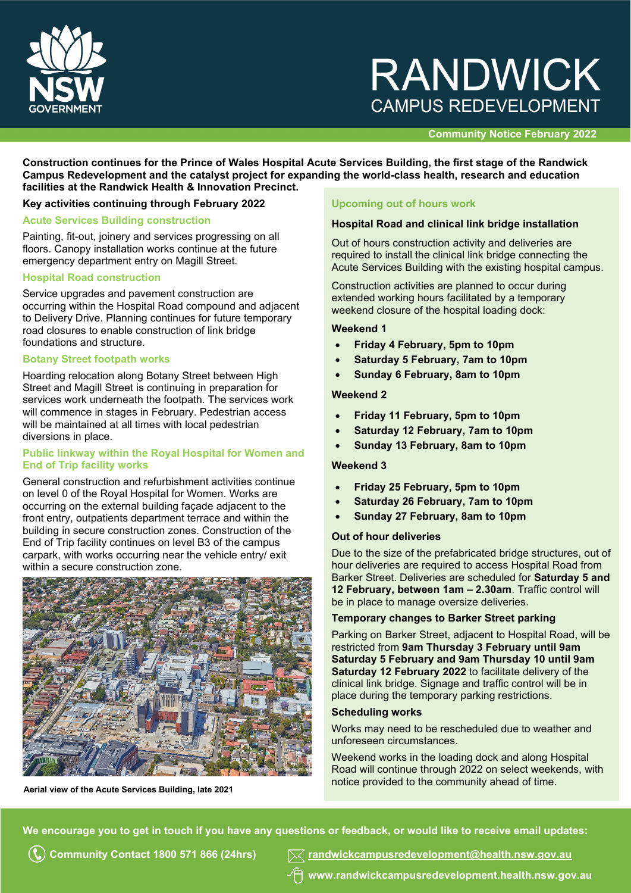# RANDWICK

## CAMPUS REDEVELOPMENT

**Community Notice February 2022**

**Construction continues for the Prince of Wales Hospital Acute Services Building, the first stage of the Randwick Campus Redevelopment and the catalyst project for expanding the world-class health, research and education facilities at the Randwick Health & Innovation Precinct.**

## Key activities continuing through February 2022

### Acute Services Building construction

Painting, fit-out, joinery and services progressing on all floors. Canopy installation works continue at the future emergency department entry on Magill Street.

### Hospital Road construction

Service upgrades and pavement construction are occurring within the Hospital Road compound and adjacent to Delivery Drive. Planning continues for future temporary road closures to enable construction of link bridge foundations and structure.

### Botany Street footpath works

Hoarding relocation along Botany Street between High Street and Magill Street is continuing in preparation for services work underneath the footpath. The services work will commence in stages in February. Pedestrian access will be maintained at all times with local pedestrian diversions in place.

### Public linkway within the Royal Hospital for Women and End of Trip facility works

General construction and refurbishment activities continue on level 0 of the Royal Hospital for Women. Works are occurring on the external building façade adjacent to the front entry, outpatients department terrace and within the building in secure construction zones. Construction of the End of Trip facility continues on level B3 of the campus carpark, with works occurring near the vehicle entry/ exit within a secure construction zone.

**Aerial view of the Acute Services Building, late 2021**

## Upcoming out of hours work

### Hospital Road and clinical link bridge installation

Out of hours construction activity and deliveries are required to install the clinical link bridge connecting the Acute Services Building with the existing hospital campus.

Construction activities are planned to occur during extended working hours facilitated by a temporary weekend closure of the hospital loading dock:

**Weekend 1**

- **Friday 4 February, 5pm to 10pm**
- **Saturday 5 February, 7am to 10pm**
- **Sunday 6 February, 8am to 10pm**

**Weekend 2**

- **Friday 11 February, 5pm to 10pm**
- **Saturday 12 February, 7am to 10pm**
- **Sunday 13 February, 8am to 10pm**

**Weekend 3**

- **Friday 25 February, 5pm to 10pm**
- **Saturday 26 February, 7am to 10pm**
- **Sunday 27 February, 8am to 10pm**

### Out of hour deliveries

Due to the size of the prefabricated bridge structures, out of hour deliveries are required to access Hospital Road from Barker Street. Deliveries are scheduled for **Saturday 5 and 12 February, between 1am – 2.30am**. Traffic control will be in place to manage oversize deliveries.

### Temporary changes to Barker Street parking

Parking on Barker Street, adjacent to Hospital Road, will be restricted from **9am Thursday 3 February until 9am Saturday 5 February and 9am Thursday 10 until 9am Saturday 12 February 2022** to facilitate delivery of the clinical link bridge. Signage and traffic control will be in place during the temporary parking restrictions.

### Scheduling works

Works may need to be rescheduled due to weather and unforeseen circumstances.

Weekend works in the loading dock and along Hospital Road will continue through 2022 on select weekends, with notice provided to the community ahead of time.

**We encourage you to get in touch if you have any questions or feedback, or would like to receive email updates:**

**Community Contact 1800 571 866 (24hrs)**

**randwickcampusredevelopment@health.nsw.gov.au**

**www.randwickcampusredevelopment.health.nsw.gov.au**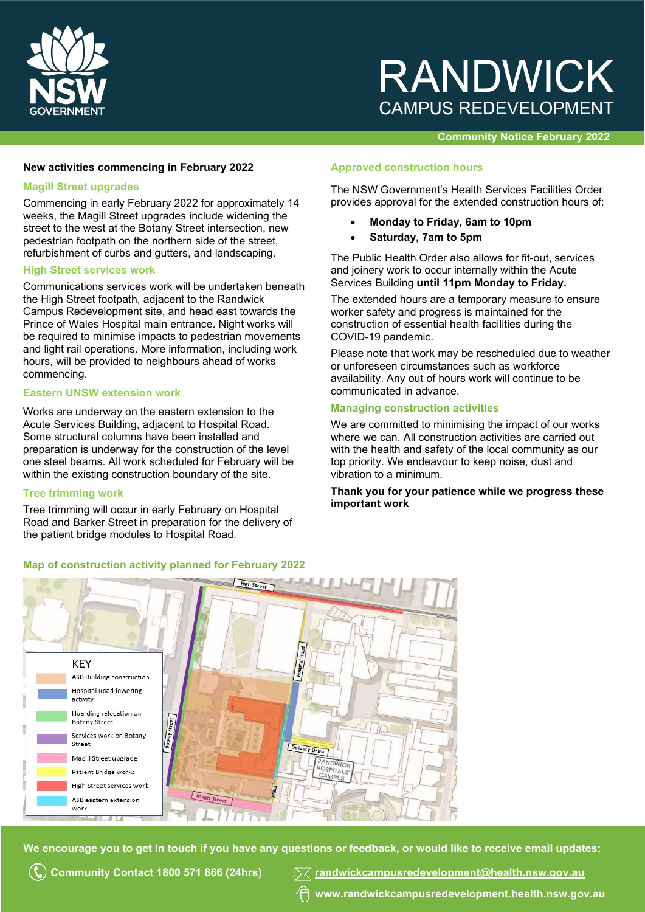# RANDWICK CAMPUS REDEVELOPMENT

**Community Notice February 2022**

**New activities commencing in February 2022**

### Magill Street upgrades

Commencing in early February 2022 for approximately 14 weeks, the Magill Street upgrades include widening the street to the west at the Botany Street intersection, new pedestrian footpath on the northern side of the street, refurbishment of curbs and gutters, and landscaping.

### High Street services work

Communications services work will be undertaken beneath the High Street footpath, adjacent to the Randwick Campus Redevelopment site, and head east towards the Prince of Wales Hospital main entrance. Night works will be required to minimise impacts to pedestrian movements and light rail operations. More information, including work hours, will be provided to neighbours ahead of works commencing.

### Eastern UNSW extension work

Works are underway on the eastern extension to the Acute Services Building, adjacent to Hospital Road. Some structural columns have been installed and preparation is underway for the construction of the level one steel beams. All work scheduled for February will be within the existing construction boundary of the site.

### Tree trimming work

Tree trimming will occur in early February on Hospital Road and Barker Street in preparation for the delivery of the patient bridge modules to Hospital Road.

### Approved construction hours

The NSW Government's Health Services Facilities Order provides approval for the extended construction hours of:

- **Monday to Friday, 6am to 10pm**
- **Saturday, 7am to 5pm**

The Public Health Order also allows for fit-out, services and joinery work to occur internally within the Acute Services Building **until 11pm Monday to Friday.**

The extended hours are a temporary measure to ensure worker safety and progress is maintained for the construction of essential health facilities during the COVID-19 pandemic.

Please note that work may be rescheduled due to weather or unforeseen circumstances such as workforce availability. Any out of hours work will continue to be communicated in advance.

### Managing construction activities

We are committed to minimising the impact of our works where we can. All construction activities are carried out with the health and safety of the local community as our top priority. We endeavour to keep noise, dust and vibration to a minimum.

**Thank you for your patience while we progress these important work**

### Map of construction activity planned for February 2022

KEY

ASB Building construction

Hospital Road lowering activity

Hoarding relocation on Botany Street

Services work on Botany Street

Magill Street upgrade

Patient Bridge works

High Street services work

ASB eastern extension work

High Street

Hospital Road

Botany Street

Delivery Drive

RANDWICK HOSPITALS' CAMPUS

Magill Street

**We encourage you to get in touch if you have any questions or feedback, or would like to receive email updates:**

**Community Contact 1800 571 866 (24hrs)**

**randwickcampusredevelopment@health.nsw.gov.au**

**www.randwickcampusredevelopment.health.nsw.gov.au**